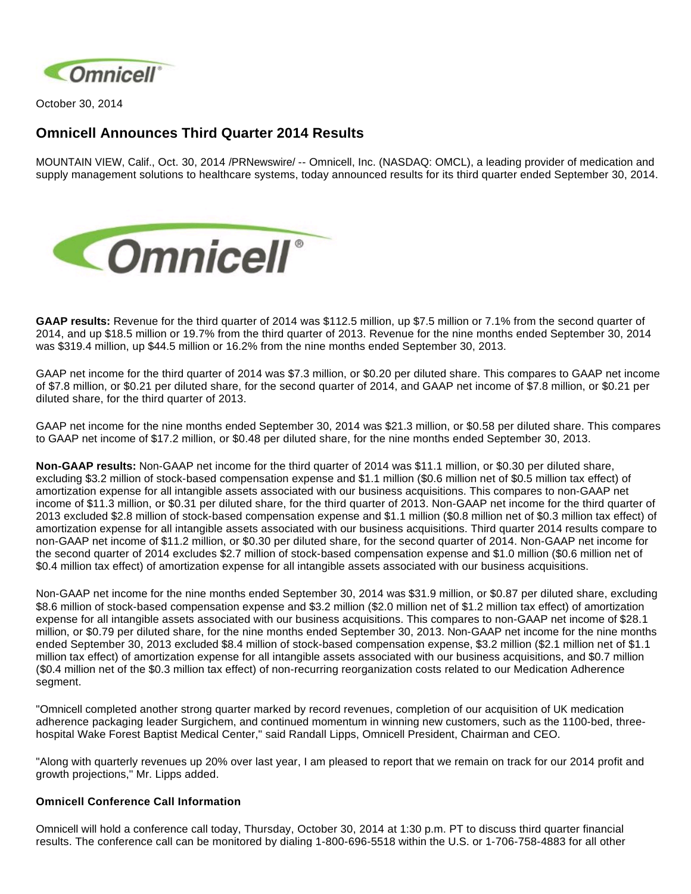October 30, 2014

## Omnicell Announces Third Quarter 2014 Results

MOUNTAIN VIEW, Calif., Oct. 30, 2014 /PRNewswire/ -- Omnicell, Inc. (NASDAQ: OMCL), a leading provider of medication and supply management solutions to healthcare systems, today announced results for its third quarter ended September 30, 2014.

**GAAP results:** Revenue for the third quarter of 2014 was $112.5 million, up $7.5 million or 7.1% from the second quarter of 2014, and up $18.5 million or 19.7% from the third quarter of 2013. Revenue for the nine months ended September 30, 2014 was $319.4 million, up $44.5 million or 16.2% from the nine months ended September 30, 2013.

GAAP net income for the third quarter of 2014 was $7.3 million, or $0.20 per diluted share. This compares to GAAP net income of $7.8 million, or $0.21 per diluted share, for the second quarter of 2014, and GAAP net income of $7.8 million, or $0.21 per diluted share, for the third quarter of 2013.

GAAP net income for the nine months ended September 30, 2014 was $21.3 million, or $0.58 per diluted share. This compares to GAAP net income of $17.2 million, or $0.48 per diluted share, for the nine months ended September 30, 2013.

**Non-GAAP results:** Non-GAAP net income for the third quarter of 2014 was $11.1 million, or $0.30 per diluted share, excluding $3.2 million of stock-based compensation expense and $1.1 million ($0.6 million net of $0.5 million tax effect) of amortization expense for all intangible assets associated with our business acquisitions. This compares to non-GAAP net income of $11.3 million, or $0.31 per diluted share, for the third quarter of 2013. Non-GAAP net income for the third quarter of 2013 excluded $2.8 million of stock-based compensation expense and $1.1 million ($0.8 million net of $0.3 million tax effect) of amortization expense for all intangible assets associated with our business acquisitions. Third quarter 2014 results compare to non-GAAP net income of $11.2 million, or $0.30 per diluted share, for the second quarter of 2014. Non-GAAP net income for the second quarter of 2014 excludes $2.7 million of stock-based compensation expense and $1.0 million ($0.6 million net of $0.4 million tax effect) of amortization expense for all intangible assets associated with our business acquisitions.

Non-GAAP net income for the nine months ended September 30, 2014 was $31.9 million, or $0.87 per diluted share, excluding $8.6 million of stock-based compensation expense and $3.2 million ($2.0 million net of $1.2 million tax effect) of amortization expense for all intangible assets associated with our business acquisitions. This compares to non-GAAP net income of $28.1 million, or $0.79 per diluted share, for the nine months ended September 30, 2013. Non-GAAP net income for the nine months ended September 30, 2013 excluded $8.4 million of stock-based compensation expense, $3.2 million ($2.1 million net of $1.1 million tax effect) of amortization expense for all intangible assets associated with our business acquisitions, and $0.7 million ($0.4 million net of the $0.3 million tax effect) of non-recurring reorganization costs related to our Medication Adherence segment.

"Omnicell completed another strong quarter marked by record revenues, completion of our acquisition of UK medication adherence packaging leader Surgichem, and continued momentum in winning new customers, such as the 1100-bed, three-hospital Wake Forest Baptist Medical Center," said Randall Lipps, Omnicell President, Chairman and CEO.

"Along with quarterly revenues up 20% over last year, I am pleased to report that we remain on track for our 2014 profit and growth projections," Mr. Lipps added.

**Omnicell Conference Call Information**

Omnicell will hold a conference call today, Thursday, October 30, 2014 at 1:30 p.m. PT to discuss third quarter financial results. The conference call can be monitored by dialing 1-800-696-5518 within the U.S. or 1-706-758-4883 for all other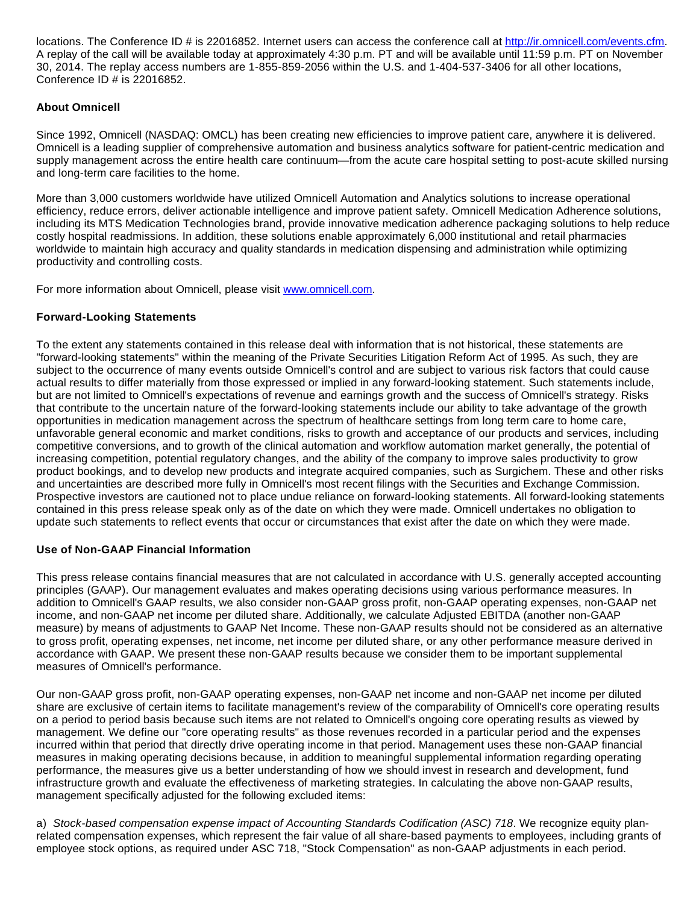locations. The Conference ID # is 22016852. Internet users can access the conference call at http://ir.omnicell.com/events.cfm. A replay of the call will be available today at approximately 4:30 p.m. PT and will be available until 11:59 p.m. PT on November 30, 2014. The replay access numbers are 1-855-859-2056 within the U.S. and 1-404-537-3406 for all other locations, Conference ID # is 22016852.

**About Omnicell**

Since 1992, Omnicell (NASDAQ: OMCL) has been creating new efficiencies to improve patient care, anywhere it is delivered. Omnicell is a leading supplier of comprehensive automation and business analytics software for patient-centric medication and supply management across the entire health care continuum—from the acute care hospital setting to post-acute skilled nursing and long-term care facilities to the home.

More than 3,000 customers worldwide have utilized Omnicell Automation and Analytics solutions to increase operational efficiency, reduce errors, deliver actionable intelligence and improve patient safety. Omnicell Medication Adherence solutions, including its MTS Medication Technologies brand, provide innovative medication adherence packaging solutions to help reduce costly hospital readmissions. In addition, these solutions enable approximately 6,000 institutional and retail pharmacies worldwide to maintain high accuracy and quality standards in medication dispensing and administration while optimizing productivity and controlling costs.

For more information about Omnicell, please visit www.omnicell.com.

**Forward-Looking Statements**

To the extent any statements contained in this release deal with information that is not historical, these statements are "forward-looking statements" within the meaning of the Private Securities Litigation Reform Act of 1995. As such, they are subject to the occurrence of many events outside Omnicell's control and are subject to various risk factors that could cause actual results to differ materially from those expressed or implied in any forward-looking statement. Such statements include, but are not limited to Omnicell's expectations of revenue and earnings growth and the success of Omnicell's strategy. Risks that contribute to the uncertain nature of the forward-looking statements include our ability to take advantage of the growth opportunities in medication management across the spectrum of healthcare settings from long term care to home care, unfavorable general economic and market conditions, risks to growth and acceptance of our products and services, including competitive conversions, and to growth of the clinical automation and workflow automation market generally, the potential of increasing competition, potential regulatory changes, and the ability of the company to improve sales productivity to grow product bookings, and to develop new products and integrate acquired companies, such as Surgichem. These and other risks and uncertainties are described more fully in Omnicell's most recent filings with the Securities and Exchange Commission. Prospective investors are cautioned not to place undue reliance on forward-looking statements. All forward-looking statements contained in this press release speak only as of the date on which they were made. Omnicell undertakes no obligation to update such statements to reflect events that occur or circumstances that exist after the date on which they were made.

**Use of Non-GAAP Financial Information**

This press release contains financial measures that are not calculated in accordance with U.S. generally accepted accounting principles (GAAP). Our management evaluates and makes operating decisions using various performance measures. In addition to Omnicell's GAAP results, we also consider non-GAAP gross profit, non-GAAP operating expenses, non-GAAP net income, and non-GAAP net income per diluted share. Additionally, we calculate Adjusted EBITDA (another non-GAAP measure) by means of adjustments to GAAP Net Income. These non-GAAP results should not be considered as an alternative to gross profit, operating expenses, net income, net income per diluted share, or any other performance measure derived in accordance with GAAP. We present these non-GAAP results because we consider them to be important supplemental measures of Omnicell's performance.

Our non-GAAP gross profit, non-GAAP operating expenses, non-GAAP net income and non-GAAP net income per diluted share are exclusive of certain items to facilitate management's review of the comparability of Omnicell's core operating results on a period to period basis because such items are not related to Omnicell's ongoing core operating results as viewed by management. We define our "core operating results" as those revenues recorded in a particular period and the expenses incurred within that period that directly drive operating income in that period. Management uses these non-GAAP financial measures in making operating decisions because, in addition to meaningful supplemental information regarding operating performance, the measures give us a better understanding of how we should invest in research and development, fund infrastructure growth and evaluate the effectiveness of marketing strategies. In calculating the above non-GAAP results, management specifically adjusted for the following excluded items:

a) *Stock-based compensation expense impact of Accounting Standards Codification (ASC) 718*. We recognize equity plan-related compensation expenses, which represent the fair value of all share-based payments to employees, including grants of employee stock options, as required under ASC 718, "Stock Compensation" as non-GAAP adjustments in each period.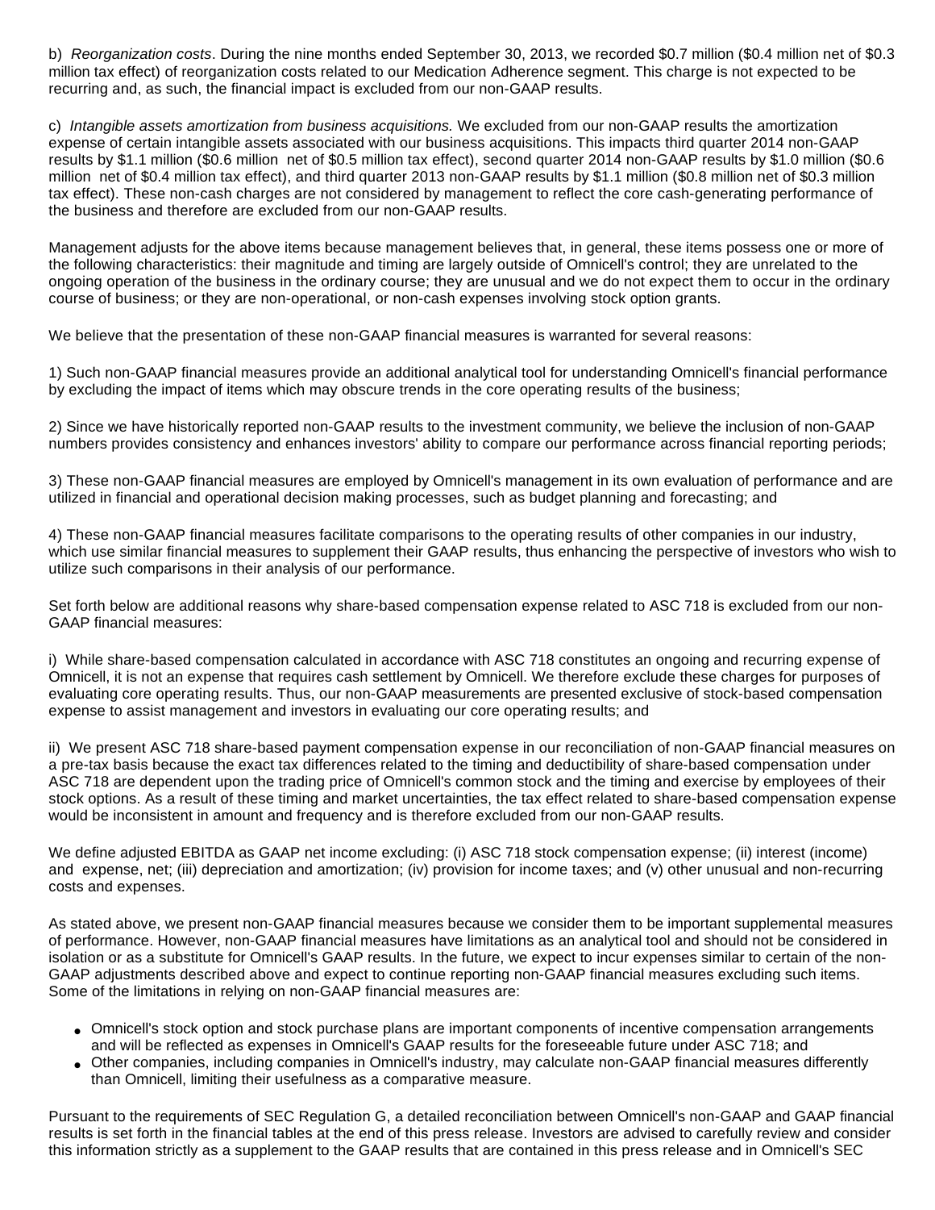b) *Reorganization costs*. During the nine months ended September 30, 2013, we recorded $0.7 million ($0.4 million net of $0.3 million tax effect) of reorganization costs related to our Medication Adherence segment. This charge is not expected to be recurring and, as such, the financial impact is excluded from our non-GAAP results.

c) *Intangible assets amortization from business acquisitions.* We excluded from our non-GAAP results the amortization expense of certain intangible assets associated with our business acquisitions. This impacts third quarter 2014 non-GAAP results by $1.1 million ($0.6 million net of $0.5 million tax effect), second quarter 2014 non-GAAP results by $1.0 million ($0.6 million net of $0.4 million tax effect), and third quarter 2013 non-GAAP results by $1.1 million ($0.8 million net of $0.3 million tax effect). These non-cash charges are not considered by management to reflect the core cash-generating performance of the business and therefore are excluded from our non-GAAP results.

Management adjusts for the above items because management believes that, in general, these items possess one or more of the following characteristics: their magnitude and timing are largely outside of Omnicell's control; they are unrelated to the ongoing operation of the business in the ordinary course; they are unusual and we do not expect them to occur in the ordinary course of business; or they are non-operational, or non-cash expenses involving stock option grants.

We believe that the presentation of these non-GAAP financial measures is warranted for several reasons:

1) Such non-GAAP financial measures provide an additional analytical tool for understanding Omnicell's financial performance by excluding the impact of items which may obscure trends in the core operating results of the business;

2) Since we have historically reported non-GAAP results to the investment community, we believe the inclusion of non-GAAP numbers provides consistency and enhances investors' ability to compare our performance across financial reporting periods;

3) These non-GAAP financial measures are employed by Omnicell's management in its own evaluation of performance and are utilized in financial and operational decision making processes, such as budget planning and forecasting; and

4) These non-GAAP financial measures facilitate comparisons to the operating results of other companies in our industry, which use similar financial measures to supplement their GAAP results, thus enhancing the perspective of investors who wish to utilize such comparisons in their analysis of our performance.

Set forth below are additional reasons why share-based compensation expense related to ASC 718 is excluded from our non-GAAP financial measures:

i) While share-based compensation calculated in accordance with ASC 718 constitutes an ongoing and recurring expense of Omnicell, it is not an expense that requires cash settlement by Omnicell. We therefore exclude these charges for purposes of evaluating core operating results. Thus, our non-GAAP measurements are presented exclusive of stock-based compensation expense to assist management and investors in evaluating our core operating results; and

ii) We present ASC 718 share-based payment compensation expense in our reconciliation of non-GAAP financial measures on a pre-tax basis because the exact tax differences related to the timing and deductibility of share-based compensation under ASC 718 are dependent upon the trading price of Omnicell's common stock and the timing and exercise by employees of their stock options. As a result of these timing and market uncertainties, the tax effect related to share-based compensation expense would be inconsistent in amount and frequency and is therefore excluded from our non-GAAP results.

We define adjusted EBITDA as GAAP net income excluding: (i) ASC 718 stock compensation expense; (ii) interest (income) and expense, net; (iii) depreciation and amortization; (iv) provision for income taxes; and (v) other unusual and non-recurring costs and expenses.

As stated above, we present non-GAAP financial measures because we consider them to be important supplemental measures of performance. However, non-GAAP financial measures have limitations as an analytical tool and should not be considered in isolation or as a substitute for Omnicell's GAAP results. In the future, we expect to incur expenses similar to certain of the non-GAAP adjustments described above and expect to continue reporting non-GAAP financial measures excluding such items. Some of the limitations in relying on non-GAAP financial measures are:

- Omnicell's stock option and stock purchase plans are important components of incentive compensation arrangements and will be reflected as expenses in Omnicell's GAAP results for the foreseeable future under ASC 718; and
- Other companies, including companies in Omnicell's industry, may calculate non-GAAP financial measures differently than Omnicell, limiting their usefulness as a comparative measure.

Pursuant to the requirements of SEC Regulation G, a detailed reconciliation between Omnicell's non-GAAP and GAAP financial results is set forth in the financial tables at the end of this press release. Investors are advised to carefully review and consider this information strictly as a supplement to the GAAP results that are contained in this press release and in Omnicell's SEC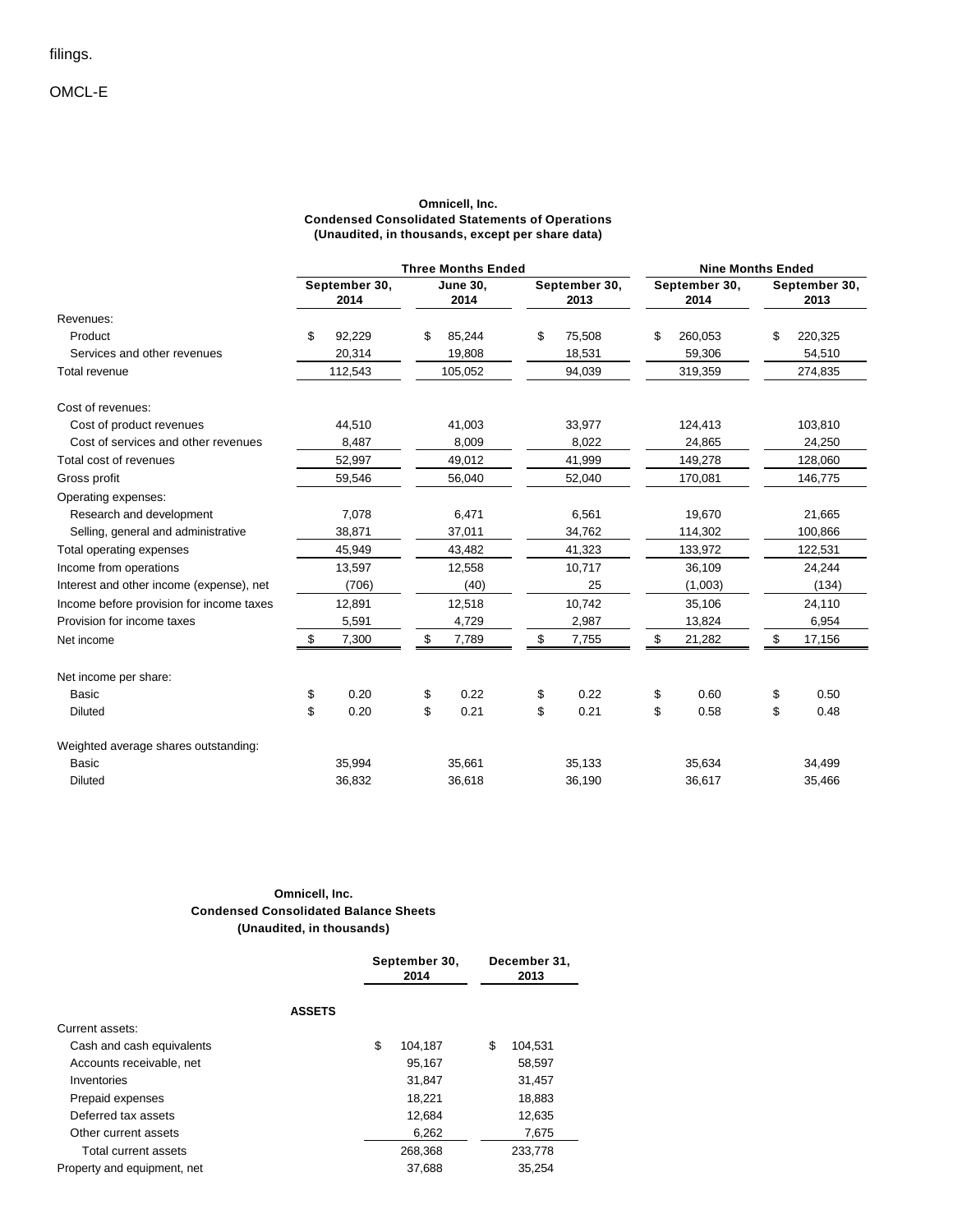filings.

OMCL-E

**Omnicell, Inc.**
**Condensed Consolidated Statements of Operations**
**(Unaudited, in thousands, except per share data)**

| | Three Months Ended | | | Nine Months Ended | |
|---|---|---|---|---|---|
| | September 30, 2014 | June 30, 2014 | September 30, 2013 | September 30, 2014 | September 30, 2013 |
| Revenues: | | | | | |
| Product | $ 92,229 | $ 85,244 | $ 75,508 | $ 260,053 | $ 220,325 |
| Services and other revenues | 20,314 | 19,808 | 18,531 | 59,306 | 54,510 |
| Total revenue | 112,543 | 105,052 | 94,039 | 319,359 | 274,835 |
| Cost of revenues: | | | | | |
| Cost of product revenues | 44,510 | 41,003 | 33,977 | 124,413 | 103,810 |
| Cost of services and other revenues | 8,487 | 8,009 | 8,022 | 24,865 | 24,250 |
| Total cost of revenues | 52,997 | 49,012 | 41,999 | 149,278 | 128,060 |
| Gross profit | 59,546 | 56,040 | 52,040 | 170,081 | 146,775 |
| Operating expenses: | | | | | |
| Research and development | 7,078 | 6,471 | 6,561 | 19,670 | 21,665 |
| Selling, general and administrative | 38,871 | 37,011 | 34,762 | 114,302 | 100,866 |
| Total operating expenses | 45,949 | 43,482 | 41,323 | 133,972 | 122,531 |
| Income from operations | 13,597 | 12,558 | 10,717 | 36,109 | 24,244 |
| Interest and other income (expense), net | (706) | (40) | 25 | (1,003) | (134) |
| Income before provision for income taxes | 12,891 | 12,518 | 10,742 | 35,106 | 24,110 |
| Provision for income taxes | 5,591 | 4,729 | 2,987 | 13,824 | 6,954 |
| Net income | $ 7,300 | $ 7,789 | $ 7,755 | $ 21,282 | $ 17,156 |
| Net income per share: | | | | | |
| Basic | $ 0.20 | $ 0.22 | $ 0.22 | $ 0.60 | $ 0.50 |
| Diluted | $ 0.20 | $ 0.21 | $ 0.21 | $ 0.58 | $ 0.48 |
| Weighted average shares outstanding: | | | | | |
| Basic | 35,994 | 35,661 | 35,133 | 35,634 | 34,499 |
| Diluted | 36,832 | 36,618 | 36,190 | 36,617 | 35,466 |

**Omnicell, Inc.**
**Condensed Consolidated Balance Sheets**
**(Unaudited, in thousands)**

| | September 30, 2014 | December 31, 2013 |
|---|---|---|
| **ASSETS** | | |
| Current assets: | | |
| Cash and cash equivalents | $ 104,187 | $ 104,531 |
| Accounts receivable, net | 95,167 | 58,597 |
| Inventories | 31,847 | 31,457 |
| Prepaid expenses | 18,221 | 18,883 |
| Deferred tax assets | 12,684 | 12,635 |
| Other current assets | 6,262 | 7,675 |
| Total current assets | 268,368 | 233,778 |
| Property and equipment, net | 37,688 | 35,254 |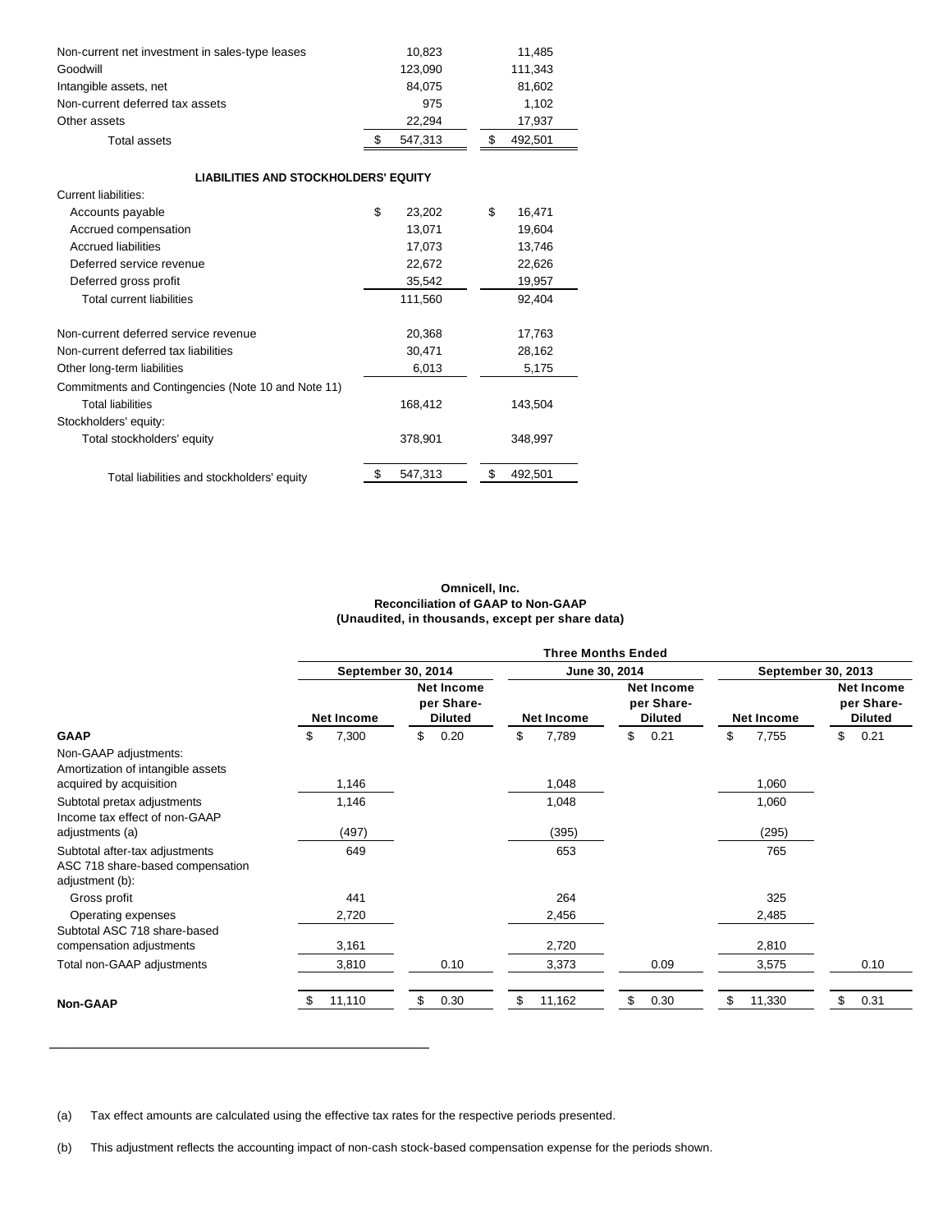| | | |
|---|---|---|
| Non-current net investment in sales-type leases | 10,823 | 11,485 |
| Goodwill | 123,090 | 111,343 |
| Intangible assets, net | 84,075 | 81,602 |
| Non-current deferred tax assets | 975 | 1,102 |
| Other assets | 22,294 | 17,937 |
| Total assets | $ 547,313 | $ 492,501 |
| **LIABILITIES AND STOCKHOLDERS' EQUITY** | | |
| Current liabilities: | | |
| Accounts payable | $ 23,202 | $ 16,471 |
| Accrued compensation | 13,071 | 19,604 |
| Accrued liabilities | 17,073 | 13,746 |
| Deferred service revenue | 22,672 | 22,626 |
| Deferred gross profit | 35,542 | 19,957 |
| Total current liabilities | 111,560 | 92,404 |
| Non-current deferred service revenue | 20,368 | 17,763 |
| Non-current deferred tax liabilities | 30,471 | 28,162 |
| Other long-term liabilities | 6,013 | 5,175 |
| Commitments and Contingencies (Note 10 and Note 11) | | |
| Total liabilities | 168,412 | 143,504 |
| Stockholders' equity: | | |
| Total stockholders' equity | 378,901 | 348,997 |
| Total liabilities and stockholders' equity | $ 547,313 | $ 492,501 |

**Omnicell, Inc.**
**Reconciliation of GAAP to Non-GAAP**
**(Unaudited, in thousands, except per share data)**

| | Three Months Ended | | | | | |
|---|---|---|---|---|---|---|
| | September 30, 2014 | | June 30, 2014 | | September 30, 2013 | |
| | Net Income | Net Income per Share-Diluted | Net Income | Net Income per Share-Diluted | Net Income | Net Income per Share-Diluted |
| **GAAP** | $ 7,300 | $ 0.20 | $ 7,789 | $ 0.21 | $ 7,755 | $ 0.21 |
| Non-GAAP adjustments: | | | | | | |
| Amortization of intangible assets acquired by acquisition | 1,146 | | 1,048 | | 1,060 | |
| Subtotal pretax adjustments | 1,146 | | 1,048 | | 1,060 | |
| Income tax effect of non-GAAP adjustments (a) | (497) | | (395) | | (295) | |
| Subtotal after-tax adjustments | 649 | | 653 | | 765 | |
| ASC 718 share-based compensation adjustment (b): | | | | | | |
| Gross profit | 441 | | 264 | | 325 | |
| Operating expenses | 2,720 | | 2,456 | | 2,485 | |
| Subtotal ASC 718 share-based compensation adjustments | 3,161 | | 2,720 | | 2,810 | |
| Total non-GAAP adjustments | 3,810 | 0.10 | 3,373 | 0.09 | 3,575 | 0.10 |
| **Non-GAAP** | $ 11,110 | $ 0.30 | $ 11,162 | $ 0.30 | $ 11,330 | $ 0.31 |

(a) Tax effect amounts are calculated using the effective tax rates for the respective periods presented.

(b) This adjustment reflects the accounting impact of non-cash stock-based compensation expense for the periods shown.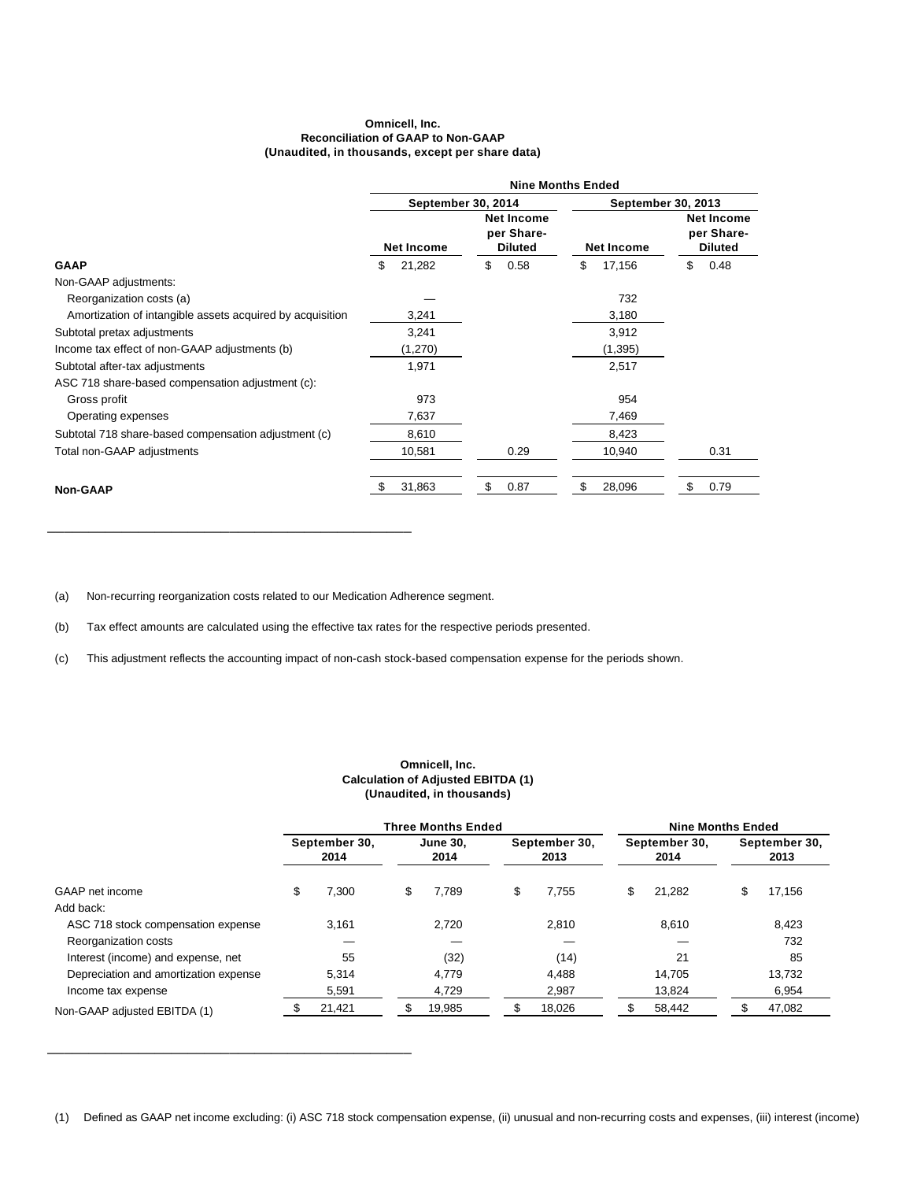**Omnicell, Inc.**
**Reconciliation of GAAP to Non-GAAP**
**(Unaudited, in thousands, except per share data)**

| | Nine Months Ended | | | |
|---|---|---|---|---|
| | September 30, 2014 | | September 30, 2013 | |
| | Net Income | Net Income per Share-Diluted | Net Income | Net Income per Share-Diluted |
| **GAAP** | $ 21,282 | $ 0.58 | $ 17,156 | $ 0.48 |
| Non-GAAP adjustments: | | | | |
| Reorganization costs (a) | — | | 732 | |
| Amortization of intangible assets acquired by acquisition | 3,241 | | 3,180 | |
| Subtotal pretax adjustments | 3,241 | | 3,912 | |
| Income tax effect of non-GAAP adjustments (b) | (1,270) | | (1,395) | |
| Subtotal after-tax adjustments | 1,971 | | 2,517 | |
| ASC 718 share-based compensation adjustment (c): | | | | |
| Gross profit | 973 | | 954 | |
| Operating expenses | 7,637 | | 7,469 | |
| Subtotal 718 share-based compensation adjustment (c) | 8,610 | | 8,423 | |
| Total non-GAAP adjustments | 10,581 | 0.29 | 10,940 | 0.31 |
| **Non-GAAP** | $ 31,863 | $ 0.87 | $ 28,096 | $ 0.79 |

(a) Non-recurring reorganization costs related to our Medication Adherence segment.

(b) Tax effect amounts are calculated using the effective tax rates for the respective periods presented.

(c) This adjustment reflects the accounting impact of non-cash stock-based compensation expense for the periods shown.

**Omnicell, Inc.**
**Calculation of Adjusted EBITDA (1)**
**(Unaudited, in thousands)**

| | Three Months Ended | | | Nine Months Ended | |
|---|---|---|---|---|---|
| | September 30, 2014 | June 30, 2014 | September 30, 2013 | September 30, 2014 | September 30, 2013 |
| GAAP net income | $ 7,300 | $ 7,789 | $ 7,755 | $ 21,282 | $ 17,156 |
| Add back: | | | | | |
| ASC 718 stock compensation expense | 3,161 | 2,720 | 2,810 | 8,610 | 8,423 |
| Reorganization costs | — | — | — | — | 732 |
| Interest (income) and expense, net | 55 | (32) | (14) | 21 | 85 |
| Depreciation and amortization expense | 5,314 | 4,779 | 4,488 | 14,705 | 13,732 |
| Income tax expense | 5,591 | 4,729 | 2,987 | 13,824 | 6,954 |
| Non-GAAP adjusted EBITDA (1) | $ 21,421 | $ 19,985 | $ 18,026 | $ 58,442 | $ 47,082 |

(1) Defined as GAAP net income excluding: (i) ASC 718 stock compensation expense, (ii) unusual and non-recurring costs and expenses, (iii) interest (income)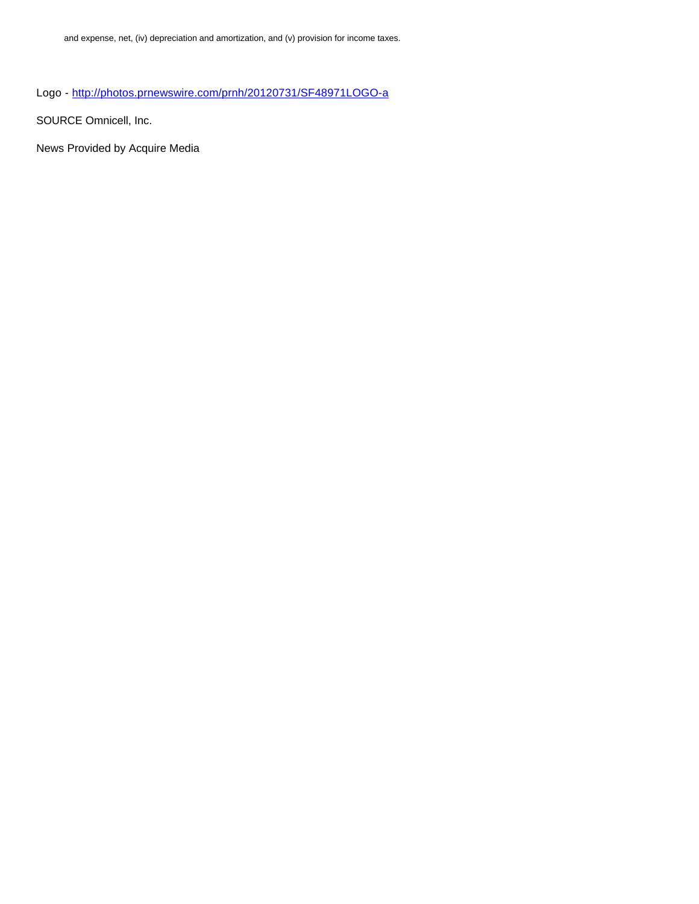and expense, net, (iv) depreciation and amortization, and (v) provision for income taxes.

Logo - http://photos.prnewswire.com/prnh/20120731/SF48971LOGO-a

SOURCE Omnicell, Inc.

News Provided by Acquire Media